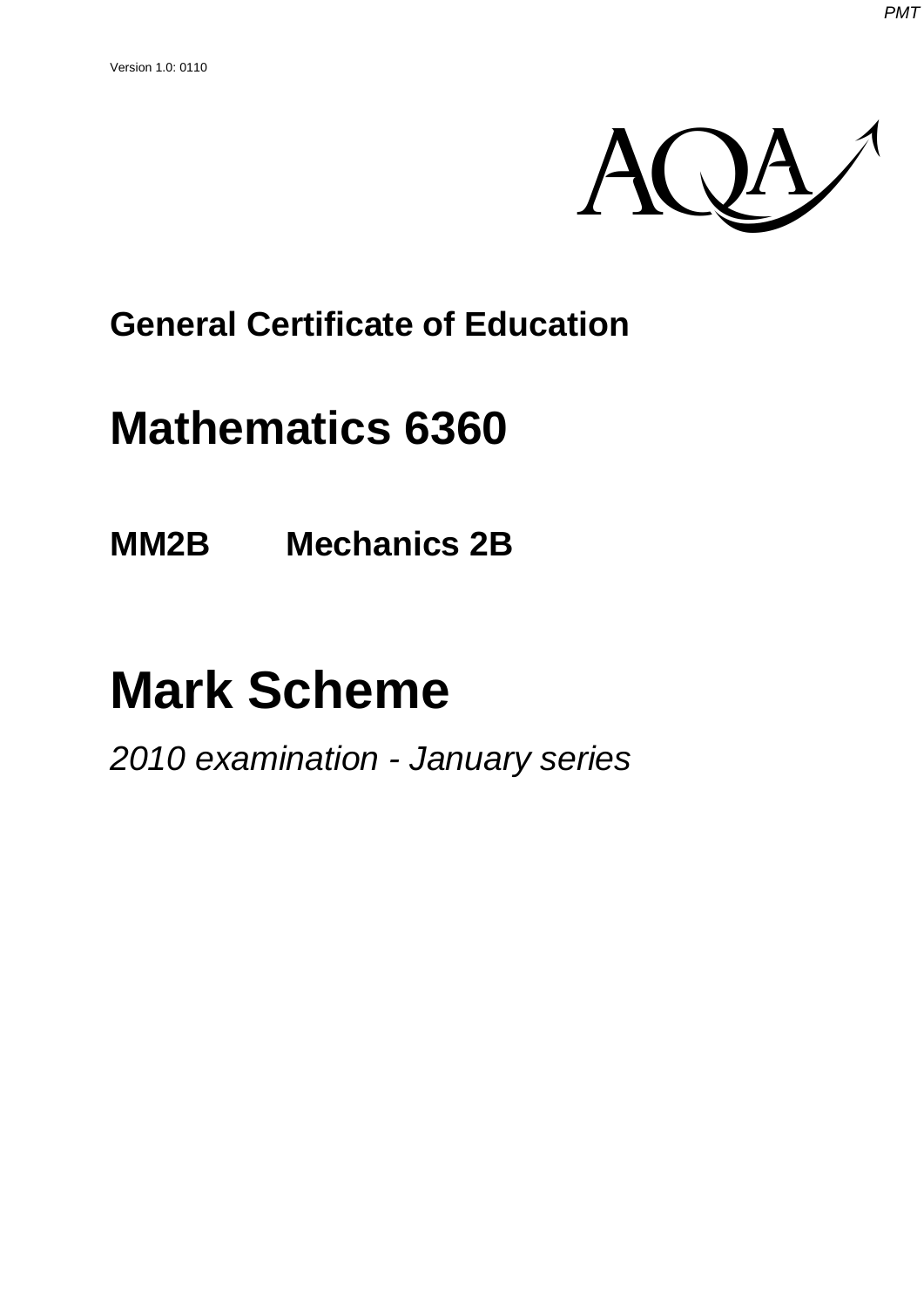Version 1.0: 0110

AQA

# General Certificate of Education

# Mathematics 6360

## MM2B Mechanics 2B

# Mark Scheme

*2010 examination - January series*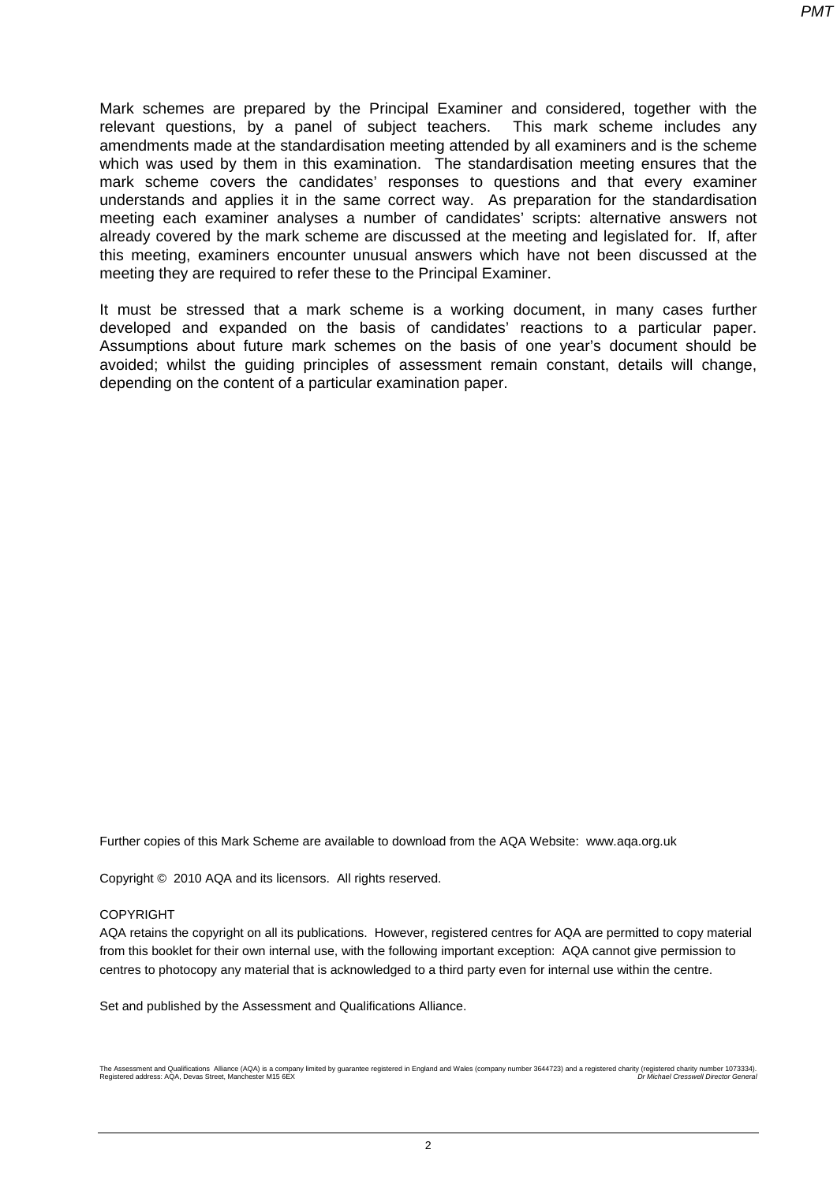Mark schemes are prepared by the Principal Examiner and considered, together with the relevant questions, by a panel of subject teachers. This mark scheme includes any amendments made at the standardisation meeting attended by all examiners and is the scheme which was used by them in this examination. The standardisation meeting ensures that the mark scheme covers the candidates' responses to questions and that every examiner understands and applies it in the same correct way. As preparation for the standardisation meeting each examiner analyses a number of candidates' scripts: alternative answers not already covered by the mark scheme are discussed at the meeting and legislated for. If, after this meeting, examiners encounter unusual answers which have not been discussed at the meeting they are required to refer these to the Principal Examiner.

It must be stressed that a mark scheme is a working document, in many cases further developed and expanded on the basis of candidates' reactions to a particular paper. Assumptions about future mark schemes on the basis of one year's document should be avoided; whilst the guiding principles of assessment remain constant, details will change, depending on the content of a particular examination paper.

Further copies of this Mark Scheme are available to download from the AQA Website: www.aqa.org.uk

Copyright © 2010 AQA and its licensors. All rights reserved.

COPYRIGHT

AQA retains the copyright on all its publications. However, registered centres for AQA are permitted to copy material from this booklet for their own internal use, with the following important exception: AQA cannot give permission to centres to photocopy any material that is acknowledged to a third party even for internal use within the centre.

Set and published by the Assessment and Qualifications Alliance.

The Assessment and Qualifications Alliance (AQA) is a company limited by guarantee registered in England and Wales (company number 3644723) and a registered charity (registered charity number 1073334). Registered address: AQA, Devas Street, Manchester M15 6EX *Dr Michael Cresswell Director General*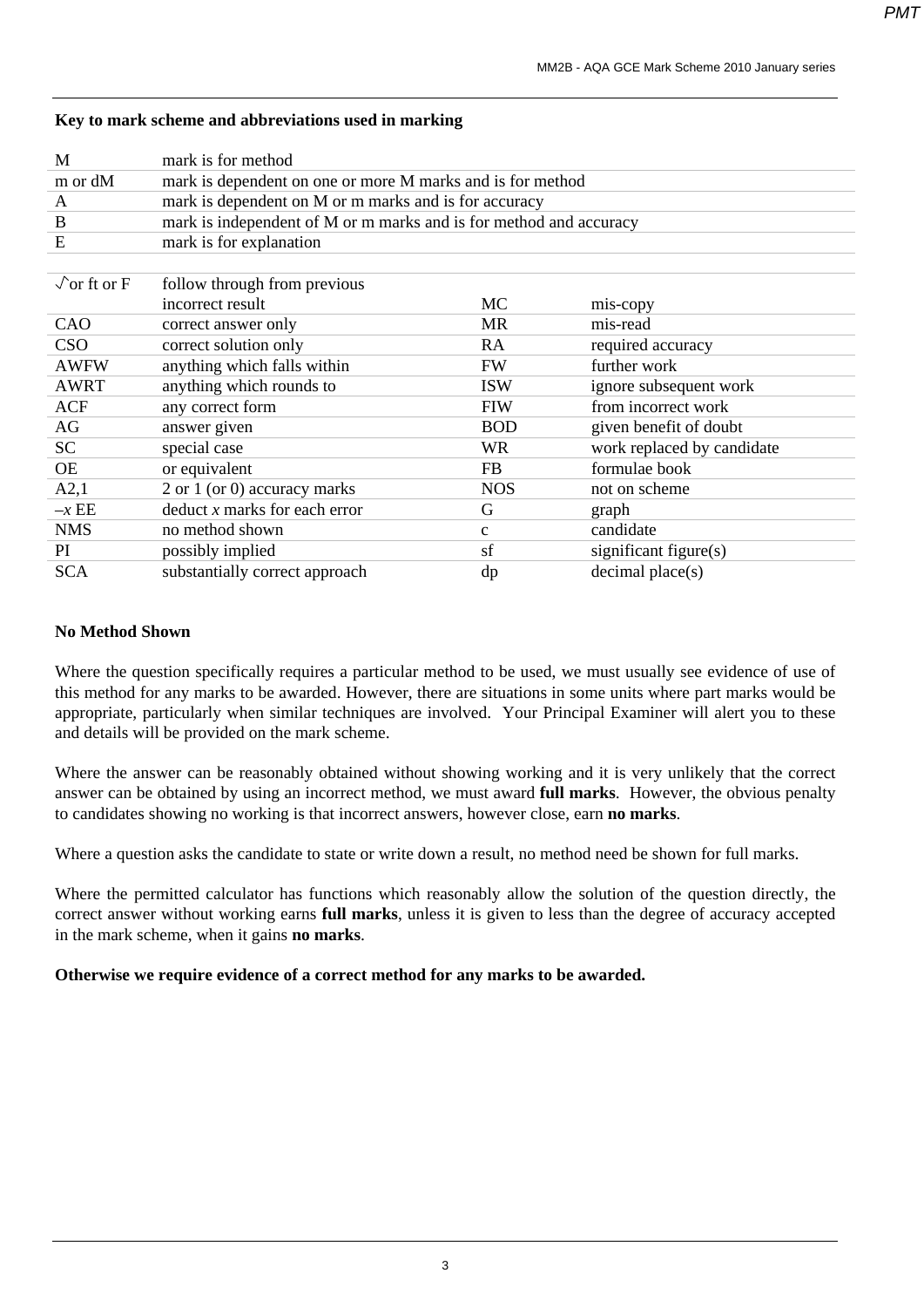## Key to mark scheme and abbreviations used in marking

| | |
|---|---|
| M | mark is for method |
| m or dM | mark is dependent on one or more M marks and is for method |
| A | mark is dependent on M or m marks and is for accuracy |
| B | mark is independent of M or m marks and is for method and accuracy |
| E | mark is for explanation |

| | | | |
|---|---|---|---|
| √or ft or F | follow through from previous incorrect result | MC | mis-copy |
| CAO | correct answer only | MR | mis-read |
| CSO | correct solution only | RA | required accuracy |
| AWFW | anything which falls within | FW | further work |
| AWRT | anything which rounds to | ISW | ignore subsequent work |
| ACF | any correct form | FIW | from incorrect work |
| AG | answer given | BOD | given benefit of doubt |
| SC | special case | WR | work replaced by candidate |
| OE | or equivalent | FB | formulae book |
| A2,1 | 2 or 1 (or 0) accuracy marks | NOS | not on scheme |
| $-x$ EE | deduct $x$ marks for each error | G | graph |
| NMS | no method shown | c | candidate |
| PI | possibly implied | sf | significant figure(s) |
| SCA | substantially correct approach | dp | decimal place(s) |

### No Method Shown

Where the question specifically requires a particular method to be used, we must usually see evidence of use of this method for any marks to be awarded. However, there are situations in some units where part marks would be appropriate, particularly when similar techniques are involved. Your Principal Examiner will alert you to these and details will be provided on the mark scheme.

Where the answer can be reasonably obtained without showing working and it is very unlikely that the correct answer can be obtained by using an incorrect method, we must award **full marks**. However, the obvious penalty to candidates showing no working is that incorrect answers, however close, earn **no marks**.

Where a question asks the candidate to state or write down a result, no method need be shown for full marks.

Where the permitted calculator has functions which reasonably allow the solution of the question directly, the correct answer without working earns **full marks**, unless it is given to less than the degree of accuracy accepted in the mark scheme, when it gains **no marks**.

**Otherwise we require evidence of a correct method for any marks to be awarded.**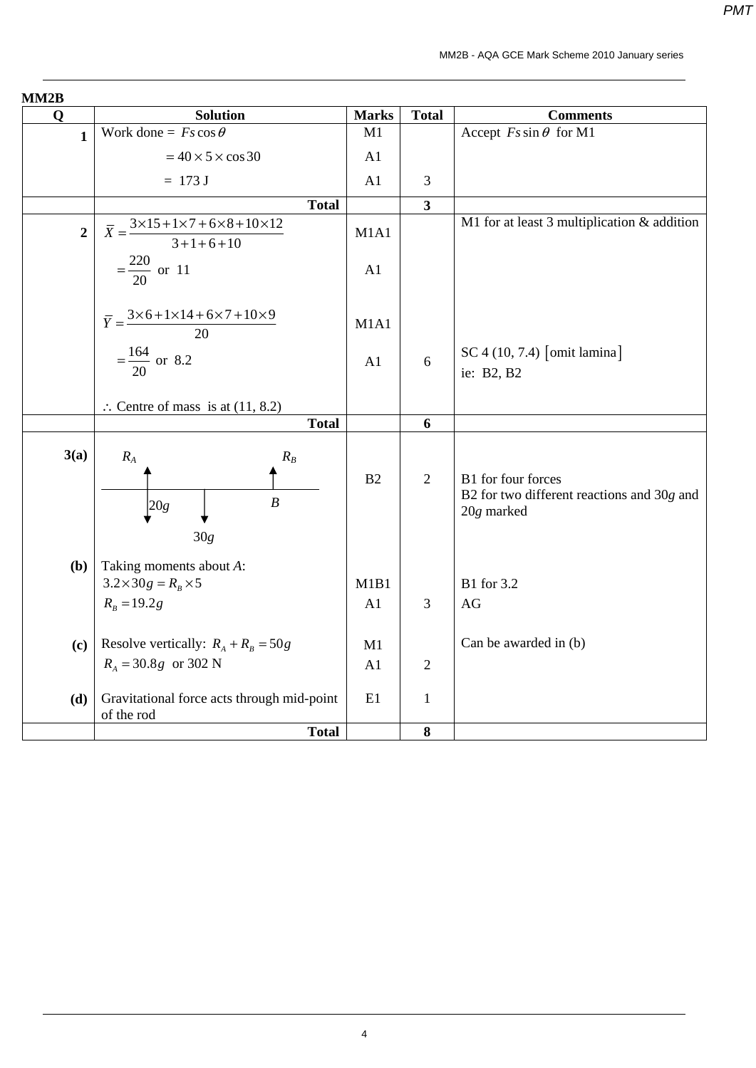**MM2B**

| Q | Solution | Marks | Total | Comments |
|---|---|---|---|---|
| **1** | Work done = $Fs\cos\theta$ | M1 | | Accept $Fs\sin\theta$ for M1 |
| | $= 40 \times 5 \times \cos 30$ | A1 | | |
| | $= 173$ J | A1 | 3 | |
| | **Total** | | **3** | |
| **2** | $\overline{X} = \dfrac{3\times15+1\times7+6\times8+10\times12}{3+1+6+10}$ | M1A1 | | M1 for at least 3 multiplication & addition |
| | $= \dfrac{220}{20}$ or 11 | A1 | | |
| | $\overline{Y} = \dfrac{3\times6+1\times14+6\times7+10\times9}{20}$ | M1A1 | | |
| | $= \dfrac{164}{20}$ or 8.2 | A1 | 6 | SC 4 (10, 7.4) [omit lamina] ie: B2, B2 |
| | $\therefore$ Centre of mass is at (11, 8.2) | | | |
| | **Total** | | **6** | |
| **3(a)** | Diagram: rod with upward reactions $R_A$ and $R_B$ (at $B$), downward forces $20g$ and $30g$ | B2 | 2 | B1 for four forces; B2 for two different reactions and 30*g* and 20*g* marked |
| **(b)** | Taking moments about *A*: $3.2\times30g = R_B\times5$ | M1B1 | | B1 for 3.2 |
| | $R_B = 19.2g$ | A1 | 3 | AG |
| **(c)** | Resolve vertically: $R_A + R_B = 50g$ | M1 | | Can be awarded in (b) |
| | $R_A = 30.8g$ or 302 N | A1 | 2 | |
| **(d)** | Gravitational force acts through mid-point of the rod | E1 | 1 | |
| | **Total** | | **8** | |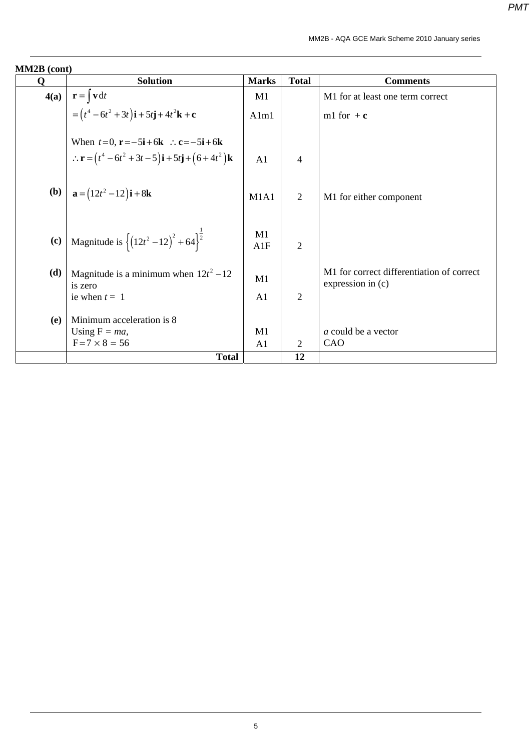**MM2B (cont)**

| Q | Solution | Marks | Total | Comments |
|---|---|---|---|---|
| 4(a) | $\mathbf{r} = \int \mathbf{v}\,\mathrm{d}t$ | M1 | | M1 for at least one term correct |
| | $= \left(t^4 - 6t^2 + 3t\right)\mathbf{i} + 5t\mathbf{j} + 4t^2\mathbf{k} + \mathbf{c}$ | A1m1 | | m1 for $+\mathbf{c}$ |
| | When $t = 0$, $\mathbf{r} = -5\mathbf{i} + 6\mathbf{k}$ $\therefore \mathbf{c} = -5\mathbf{i} + 6\mathbf{k}$ | | | |
| | $\therefore \mathbf{r} = \left(t^4 - 6t^2 + 3t - 5\right)\mathbf{i} + 5t\mathbf{j} + \left(6 + 4t^2\right)\mathbf{k}$ | A1 | 4 | |
| (b) | $\mathbf{a} = \left(12t^2 - 12\right)\mathbf{i} + 8\mathbf{k}$ | M1A1 | 2 | M1 for either component |
| (c) | Magnitude is $\left\{\left(12t^2 - 12\right)^2 + 64\right\}^{\frac{1}{2}}$ | M1 A1F | 2 | |
| (d) | Magnitude is a minimum when $12t^2 - 12$ is zero | M1 | | M1 for correct differentiation of correct expression in (c) |
| | ie when $t = 1$ | A1 | 2 | |
| (e) | Minimum acceleration is 8 | | | |
| | Using $F = ma$, | M1 | | $a$ could be a vector |
| | $F = 7 \times 8 = 56$ | A1 | 2 | CAO |
| | **Total** | | **12** | |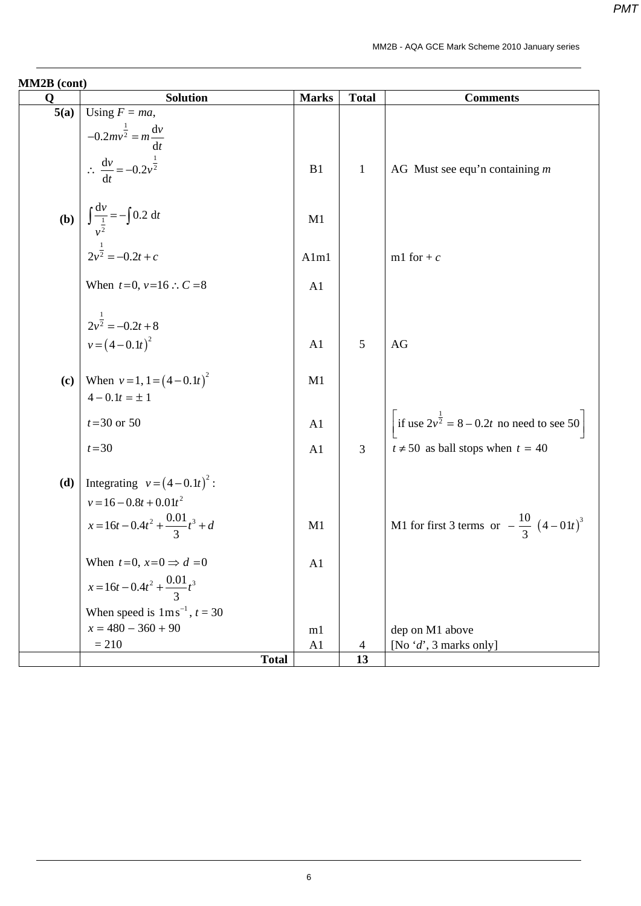**MM2B (cont)**

| Q | Solution | Marks | Total | Comments |
|---|---|---|---|---|
| **5(a)** | Using $F = ma$, $-0.2mv^{\frac{1}{2}} = m\dfrac{dv}{dt}$ $\therefore\ \dfrac{dv}{dt} = -0.2v^{\frac{1}{2}}$ | B1 | 1 | AG Must see equ'n containing $m$ |
| **(b)** | $\displaystyle\int \frac{dv}{v^{\frac{1}{2}}} = -\int 0.2\ dt$ | M1 | | |
| | $2v^{\frac{1}{2}} = -0.2t + c$ | A1m1 | | m1 for $+ c$ |
| | When $t=0$, $v=16 \therefore C = 8$ | A1 | | |
| | $2v^{\frac{1}{2}} = -0.2t + 8$ $v = (4 - 0.1t)^2$ | A1 | 5 | AG |
| **(c)** | When $v = 1$, $1 = (4 - 0.1t)^2$ $4 - 0.1t = \pm 1$ | M1 | | |
| | $t = 30$ or $50$ | A1 | | $\left[\text{if use } 2v^{\frac{1}{2}} = 8 - 0.2t \text{ no need to see } 50\right]$ |
| | $t = 30$ | A1 | 3 | $t \neq 50$ as ball stops when $t = 40$ |
| **(d)** | Integrating $v = (4 - 0.1t)^2$: $v = 16 - 0.8t + 0.01t^2$ $x = 16t - 0.4t^2 + \dfrac{0.01}{3}t^3 + d$ | M1 | | M1 for first 3 terms or $-\dfrac{10}{3}\ (4 - 01t)^3$ |
| | When $t=0$, $x=0 \Rightarrow d = 0$ | A1 | | |
| | $x = 16t - 0.4t^2 + \dfrac{0.01}{3}t^3$ When speed is $1\text{ms}^{-1}$, $t = 30$ $x = 480 - 360 + 90$ | m1 | | dep on M1 above |
| | $= 210$ | A1 | 4 | [No '$d$', 3 marks only] |
| | **Total** | | **13** | |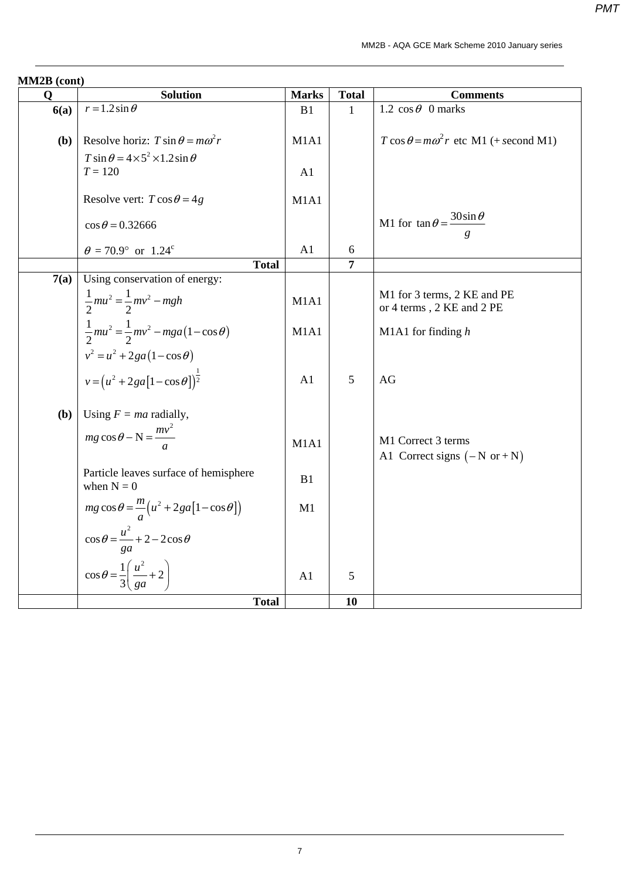**MM2B (cont)**

| Q | Solution | Marks | Total | Comments |
|---|---|---|---|---|
| **6(a)** | $r = 1.2\sin\theta$ | B1 | 1 | 1.2 $\cos\theta$ 0 marks |
| **(b)** | Resolve horiz: $T\sin\theta = m\omega^2 r$ | M1A1 | | $T\cos\theta = m\omega^2 r$ etc M1 (+ second M1) |
| | $T\sin\theta = 4\times 5^2 \times 1.2\sin\theta$ | | | |
| | $T = 120$ | A1 | | |
| | Resolve vert: $T\cos\theta = 4g$ | M1A1 | | |
| | $\cos\theta = 0.32666$ | | | M1 for $\tan\theta = \dfrac{30\sin\theta}{g}$ |
| | $\theta$ = 70.9° or $1.24^c$ | A1 | 6 | |
| | **Total** | | **7** | |
| **7(a)** | Using conservation of energy: | | | |
| | $\frac{1}{2}mu^2 = \frac{1}{2}mv^2 - mgh$ | M1A1 | | M1 for 3 terms, 2 KE and PE or 4 terms , 2 KE and 2 PE |
| | $\frac{1}{2}mu^2 = \frac{1}{2}mv^2 - mga(1-\cos\theta)$ | M1A1 | | M1A1 for finding $h$ |
| | $v^2 = u^2 + 2ga(1-\cos\theta)$ | | | |
| | $v = \left(u^2 + 2ga[1-\cos\theta]\right)^{\frac{1}{2}}$ | A1 | 5 | AG |
| **(b)** | Using $F = ma$ radially, | | | |
| | $mg\cos\theta - \text{N} = \dfrac{mv^2}{a}$ | M1A1 | | M1 Correct 3 terms<br>A1 Correct signs $(-\text{N} \text{ or} +\text{N})$ |
| | Particle leaves surface of hemisphere when N = 0 | B1 | | |
| | $mg\cos\theta = \dfrac{m}{a}\left(u^2 + 2ga[1-\cos\theta]\right)$ | M1 | | |
| | $\cos\theta = \dfrac{u^2}{ga} + 2 - 2\cos\theta$ | | | |
| | $\cos\theta = \dfrac{1}{3}\left(\dfrac{u^2}{ga} + 2\right)$ | A1 | 5 | |
| | **Total** | | **10** | |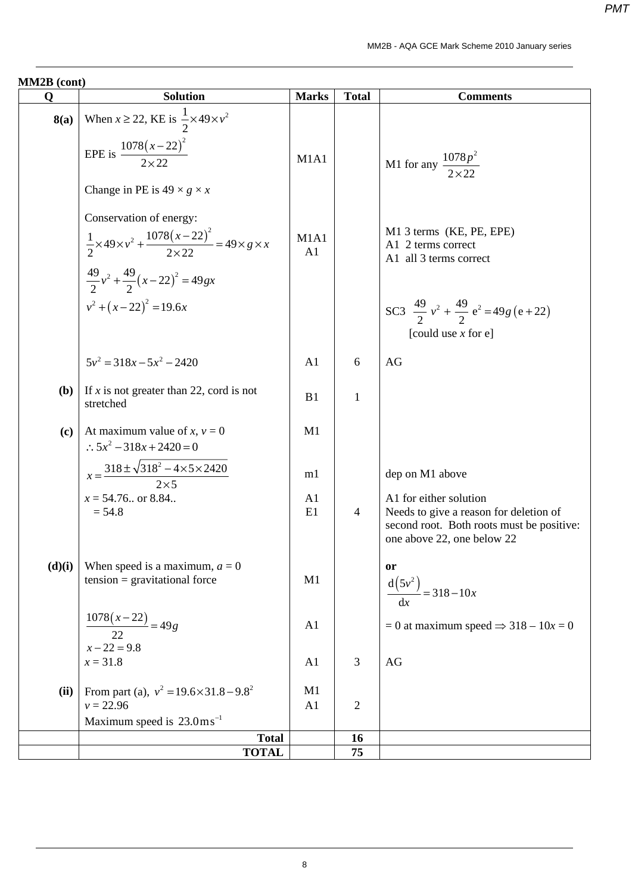**MM2B (cont)**

| Q | Solution | Marks | Total | Comments |
|---|---|---|---|---|
| **8(a)** | When $x \geq 22$, KE is $\frac{1}{2} \times 49 \times v^2$ | | | |
| | EPE is $\frac{1078(x-22)^2}{2 \times 22}$ | M1A1 | | M1 for any $\frac{1078p^2}{2 \times 22}$ |
| | Change in PE is $49 \times g \times x$ | | | |
| | Conservation of energy: $\frac{1}{2} \times 49 \times v^2 + \frac{1078(x-22)^2}{2 \times 22} = 49 \times g \times x$ | M1A1 A1 | | M1 3 terms (KE, PE, EPE) A1 2 terms correct A1 all 3 terms correct |
| | $\frac{49}{2}v^2 + \frac{49}{2}(x-22)^2 = 49gx$ $v^2 + (x-22)^2 = 19.6x$ | | | SC3 $\frac{49}{2}v^2 + \frac{49}{2}e^2 = 49g(e+22)$ [could use $x$ for e] |
| | $5v^2 = 318x - 5x^2 - 2420$ | A1 | 6 | AG |
| **(b)** | If $x$ is not greater than 22, cord is not stretched | B1 | 1 | |
| **(c)** | At maximum value of $x$, $v = 0$ $\therefore 5x^2 - 318x + 2420 = 0$ | M1 | | |
| | $x = \frac{318 \pm \sqrt{318^2 - 4 \times 5 \times 2420}}{2 \times 5}$ | m1 | | dep on M1 above |
| | $x = 54.76..$ or $8.84..$ $= 54.8$ | A1 E1 | 4 | A1 for either solution Needs to give a reason for deletion of second root. Both roots must be positive: one above 22, one below 22 |
| **(d)(i)** | When speed is a maximum, $a = 0$ tension = gravitational force | M1 | | **or** $\frac{\mathrm{d}(5v^2)}{\mathrm{d}x} = 318 - 10x$ |
| | $\frac{1078(x-22)}{22} = 49g$ $x - 22 = 9.8$ | A1 | | $= 0$ at maximum speed $\Rightarrow 318 - 10x = 0$ |
| | $x = 31.8$ | A1 | 3 | AG |
| **(ii)** | From part (a), $v^2 = 19.6 \times 31.8 - 9.8^2$ $v = 22.96$ Maximum speed is $23.0\,\mathrm{m\,s^{-1}}$ | M1 A1 | 2 | |
| | **Total** | | **16** | |
| | **TOTAL** | | **75** | |